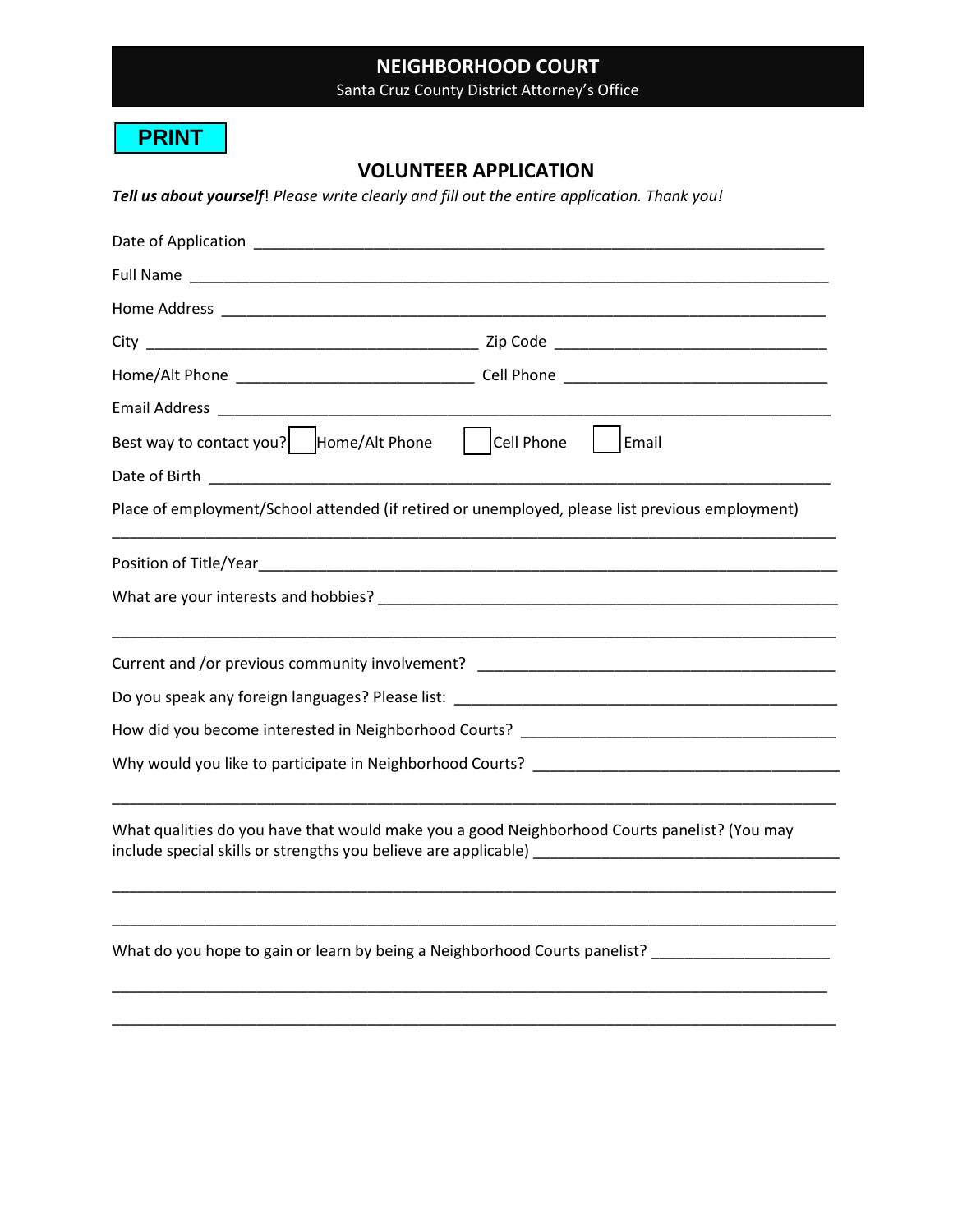# NEIGHBORHOOD COURT

Santa Cruz County District Attorney's Office

PRINT

## VOLUNTEER APPLICATION

***Tell us about yourself***! *Please write clearly and fill out the entire application. Thank you!*

Date of Application ______________________________________________________________________

Full Name ___________________________________________________________________________

Home Address ________________________________________________________________________

City ______________________________________ Zip Code ______________________________

Home/Alt Phone ___________________________ Cell Phone _____________________________

Email Address _________________________________________________________________________

Best way to contact you? ☐ Home/Alt Phone ☐ Cell Phone ☐ Email

Date of Birth __________________________________________________________________________

Place of employment/School attended (if retired or unemployed, please list previous employment)

_____________________________________________________________________________________

Position of Title/Year_________________________________________________________________

What are your interests and hobbies? ____________________________________________________

_____________________________________________________________________________________

Current and /or previous community involvement? _________________________________________

Do you speak any foreign languages? Please list: _________________________________________

How did you become interested in Neighborhood Courts? ___________________________________

Why would you like to participate in Neighborhood Courts? ________________________________

_____________________________________________________________________________________

What qualities do you have that would make you a good Neighborhood Courts panelist? (You may include special skills or strengths you believe are applicable) ________________________________

_____________________________________________________________________________________

_____________________________________________________________________________________

What do you hope to gain or learn by being a Neighborhood Courts panelist? ____________________

_____________________________________________________________________________________

_____________________________________________________________________________________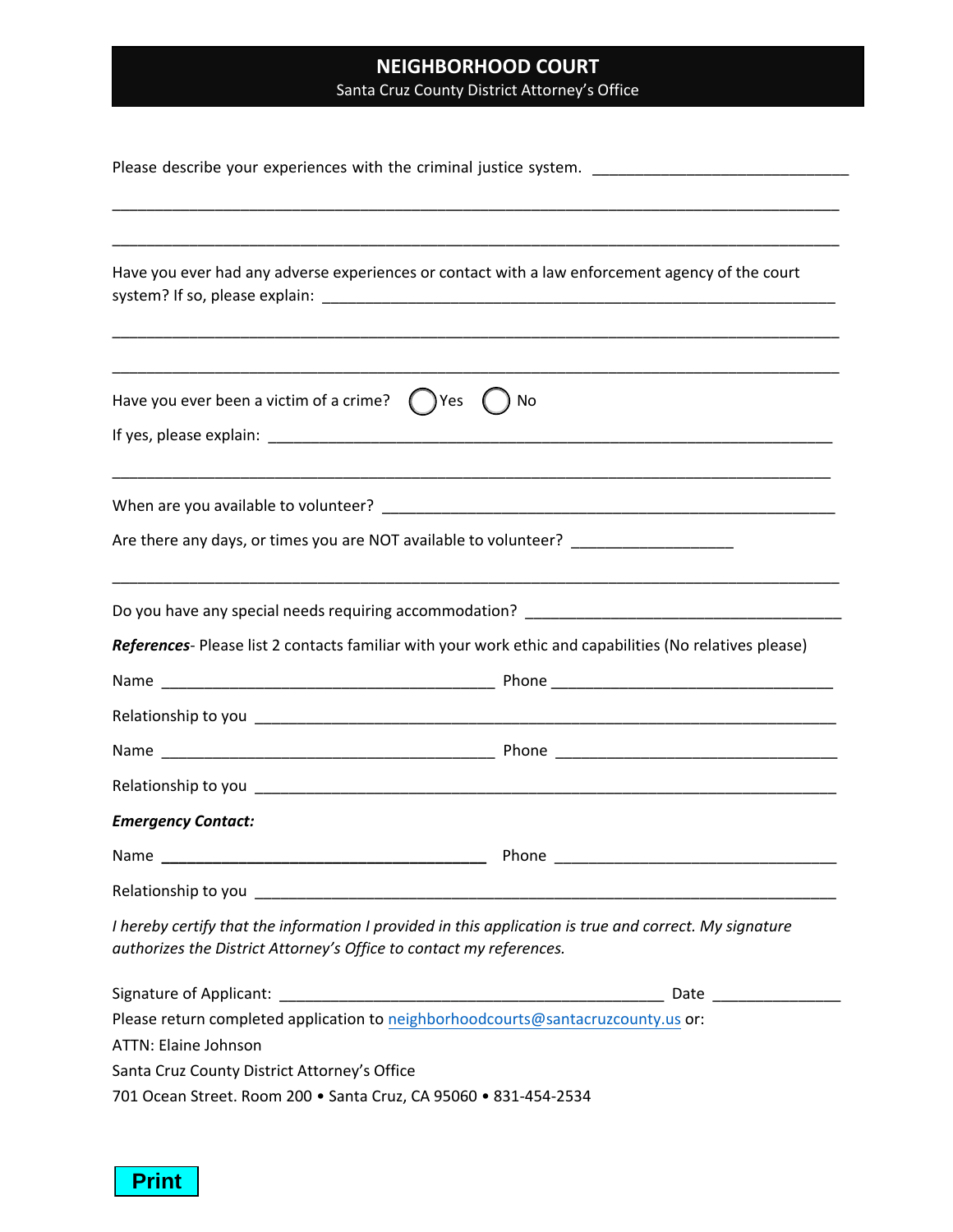# NEIGHBORHOOD COURT

Santa Cruz County District Attorney's Office

Please describe your experiences with the criminal justice system. ______________________________

_____________________________________________________________________________________

_____________________________________________________________________________________

Have you ever had any adverse experiences or contact with a law enforcement agency of the court system? If so, please explain: ___________________________________________________________

_____________________________________________________________________________________

_____________________________________________________________________________________

Have you ever been a victim of a crime? ◯ Yes ◯ No

If yes, please explain: _________________________________________________________________

_____________________________________________________________________________________

When are you available to volunteer? ___________________________________________________

Are there any days, or times you are NOT available to volunteer? ___________________

_____________________________________________________________________________________

Do you have any special needs requiring accommodation? _____________________________________

***References***- Please list 2 contacts familiar with your work ethic and capabilities (No relatives please)

Name _______________________________________ Phone ________________________________

Relationship to you ____________________________________________________________________

Name _______________________________________ Phone ________________________________

Relationship to you ____________________________________________________________________

***Emergency Contact:***

Name _______________________________________ Phone ________________________________

Relationship to you ____________________________________________________________________

*I hereby certify that the information I provided in this application is true and correct. My signature authorizes the District Attorney's Office to contact my references.*

Signature of Applicant: _____________________________________________ Date _______________

Please return completed application to neighborhoodcourts@santacruzcounty.us or:

ATTN: Elaine Johnson

Santa Cruz County District Attorney's Office

701 Ocean Street. Room 200 • Santa Cruz, CA 95060 • 831-454-2534

Print